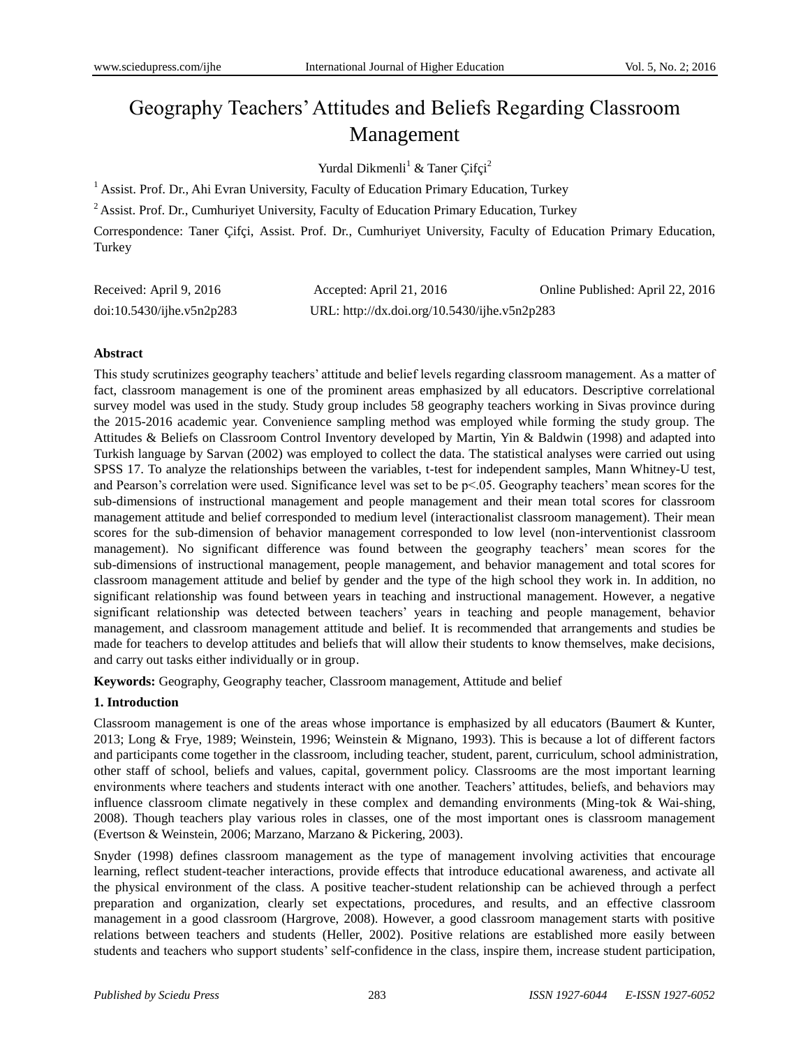# Geography Teachers' Attitudes and Beliefs Regarding Classroom Management

Yurdal Dikmenli[1] & Taner Çifçi[2]

[1] Assist. Prof. Dr., Ahi Evran University, Faculty of Education Primary Education, Turkey

[2] Assist. Prof. Dr., Cumhuriyet University, Faculty of Education Primary Education, Turkey

Correspondence: Taner Çifçi, Assist. Prof. Dr., Cumhuriyet University, Faculty of Education Primary Education, Turkey

Received: April 9, 2016 Accepted: April 21, 2016 Online Published: April 22, 2016

doi:10.5430/ijhe.v5n2p283 URL: http://dx.doi.org/10.5430/ijhe.v5n2p283

**Abstract**

This study scrutinizes geography teachers' attitude and belief levels regarding classroom management. As a matter of fact, classroom management is one of the prominent areas emphasized by all educators. Descriptive correlational survey model was used in the study. Study group includes 58 geography teachers working in Sivas province during the 2015-2016 academic year. Convenience sampling method was employed while forming the study group. The Attitudes & Beliefs on Classroom Control Inventory developed by Martin, Yin & Baldwin (1998) and adapted into Turkish language by Sarvan (2002) was employed to collect the data. The statistical analyses were carried out using SPSS 17. To analyze the relationships between the variables, t-test for independent samples, Mann Whitney-U test, and Pearson's correlation were used. Significance level was set to be $p<.05$. Geography teachers' mean scores for the sub-dimensions of instructional management and people management and their mean total scores for classroom management attitude and belief corresponded to medium level (interactionalist classroom management). Their mean scores for the sub-dimension of behavior management corresponded to low level (non-interventionist classroom management). No significant difference was found between the geography teachers' mean scores for the sub-dimensions of instructional management, people management, and behavior management and total scores for classroom management attitude and belief by gender and the type of the high school they work in. In addition, no significant relationship was found between years in teaching and instructional management. However, a negative significant relationship was detected between teachers' years in teaching and people management, behavior management, and classroom management attitude and belief. It is recommended that arrangements and studies be made for teachers to develop attitudes and beliefs that will allow their students to know themselves, make decisions, and carry out tasks either individually or in group.

**Keywords:** Geography, Geography teacher, Classroom management, Attitude and belief

## 1. Introduction

Classroom management is one of the areas whose importance is emphasized by all educators (Baumert & Kunter, 2013; Long & Frye, 1989; Weinstein, 1996; Weinstein & Mignano, 1993). This is because a lot of different factors and participants come together in the classroom, including teacher, student, parent, curriculum, school administration, other staff of school, beliefs and values, capital, government policy. Classrooms are the most important learning environments where teachers and students interact with one another. Teachers' attitudes, beliefs, and behaviors may influence classroom climate negatively in these complex and demanding environments (Ming-tok & Wai-shing, 2008). Though teachers play various roles in classes, one of the most important ones is classroom management (Evertson & Weinstein, 2006; Marzano, Marzano & Pickering, 2003).

Snyder (1998) defines classroom management as the type of management involving activities that encourage learning, reflect student-teacher interactions, provide effects that introduce educational awareness, and activate all the physical environment of the class. A positive teacher-student relationship can be achieved through a perfect preparation and organization, clearly set expectations, procedures, and results, and an effective classroom management in a good classroom (Hargrove, 2008). However, a good classroom management starts with positive relations between teachers and students (Heller, 2002). Positive relations are established more easily between students and teachers who support students' self-confidence in the class, inspire them, increase student participation,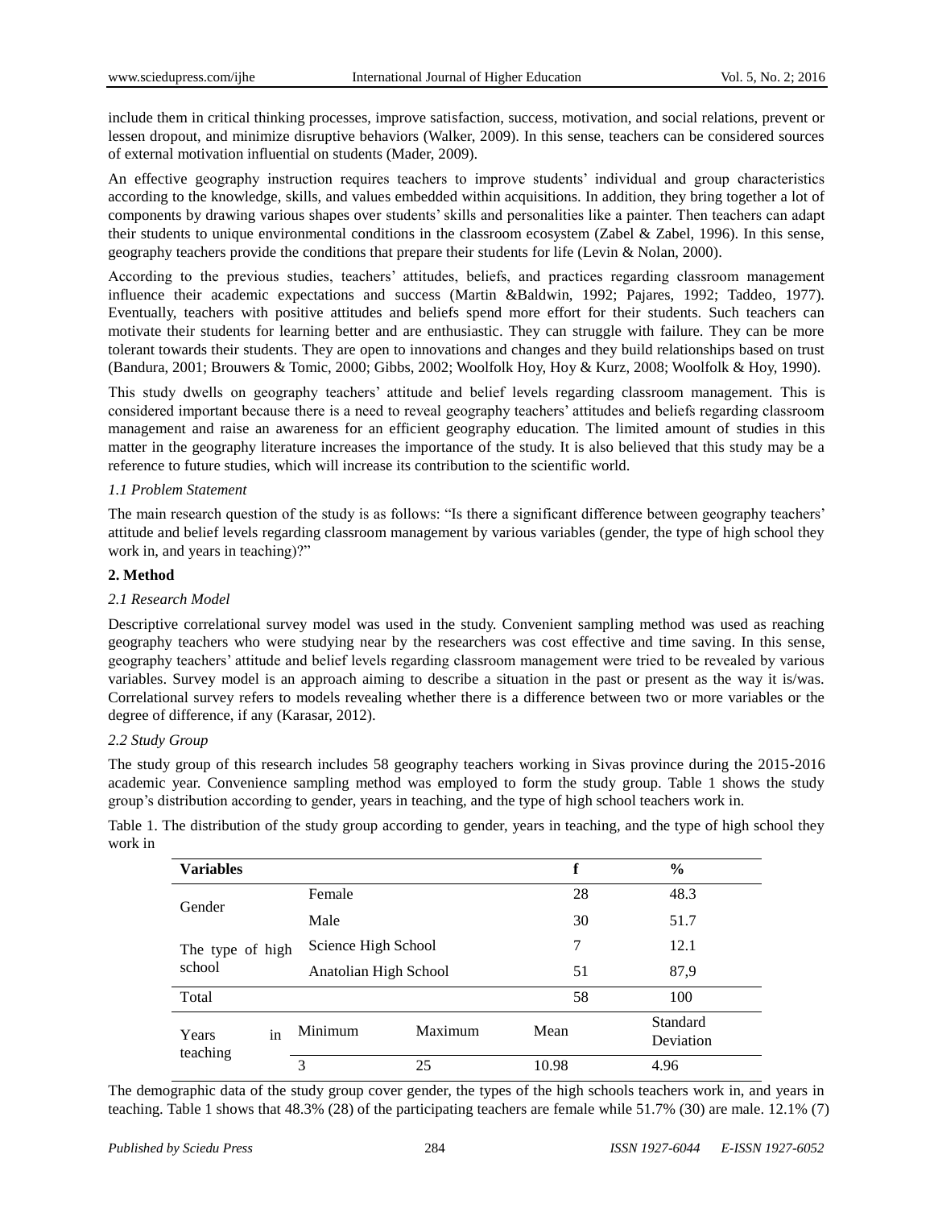include them in critical thinking processes, improve satisfaction, success, motivation, and social relations, prevent or lessen dropout, and minimize disruptive behaviors (Walker, 2009). In this sense, teachers can be considered sources of external motivation influential on students (Mader, 2009).

An effective geography instruction requires teachers to improve students' individual and group characteristics according to the knowledge, skills, and values embedded within acquisitions. In addition, they bring together a lot of components by drawing various shapes over students' skills and personalities like a painter. Then teachers can adapt their students to unique environmental conditions in the classroom ecosystem (Zabel & Zabel, 1996). In this sense, geography teachers provide the conditions that prepare their students for life (Levin & Nolan, 2000).

According to the previous studies, teachers' attitudes, beliefs, and practices regarding classroom management influence their academic expectations and success (Martin &Baldwin, 1992; Pajares, 1992; Taddeo, 1977). Eventually, teachers with positive attitudes and beliefs spend more effort for their students. Such teachers can motivate their students for learning better and are enthusiastic. They can struggle with failure. They can be more tolerant towards their students. They are open to innovations and changes and they build relationships based on trust (Bandura, 2001; Brouwers & Tomic, 2000; Gibbs, 2002; Woolfolk Hoy, Hoy & Kurz, 2008; Woolfolk & Hoy, 1990).

This study dwells on geography teachers' attitude and belief levels regarding classroom management. This is considered important because there is a need to reveal geography teachers' attitudes and beliefs regarding classroom management and raise an awareness for an efficient geography education. The limited amount of studies in this matter in the geography literature increases the importance of the study. It is also believed that this study may be a reference to future studies, which will increase its contribution to the scientific world.

### *1.1 Problem Statement*

The main research question of the study is as follows: "Is there a significant difference between geography teachers' attitude and belief levels regarding classroom management by various variables (gender, the type of high school they work in, and years in teaching)?"

## 2. Method

### *2.1 Research Model*

Descriptive correlational survey model was used in the study. Convenient sampling method was used as reaching geography teachers who were studying near by the researchers was cost effective and time saving. In this sense, geography teachers' attitude and belief levels regarding classroom management were tried to be revealed by various variables. Survey model is an approach aiming to describe a situation in the past or present as the way it is/was. Correlational survey refers to models revealing whether there is a difference between two or more variables or the degree of difference, if any (Karasar, 2012).

### *2.2 Study Group*

The study group of this research includes 58 geography teachers working in Sivas province during the 2015-2016 academic year. Convenience sampling method was employed to form the study group. Table 1 shows the study group's distribution according to gender, years in teaching, and the type of high school teachers work in.

Table 1. The distribution of the study group according to gender, years in teaching, and the type of high school they work in

| **Variables** | | | **f** | **%** |
|---|---|---|---|---|
| Gender | Female | | 28 | 48.3 |
| | Male | | 30 | 51.7 |
| The type of high school | Science High School | | 7 | 12.1 |
| | Anatolian High School | | 51 | 87,9 |
| Total | | | 58 | 100 |
| Years in teaching | Minimum | Maximum | Mean | Standard Deviation |
| | 3 | 25 | 10.98 | 4.96 |

The demographic data of the study group cover gender, the types of the high schools teachers work in, and years in teaching. Table 1 shows that 48.3% (28) of the participating teachers are female while 51.7% (30) are male. 12.1% (7)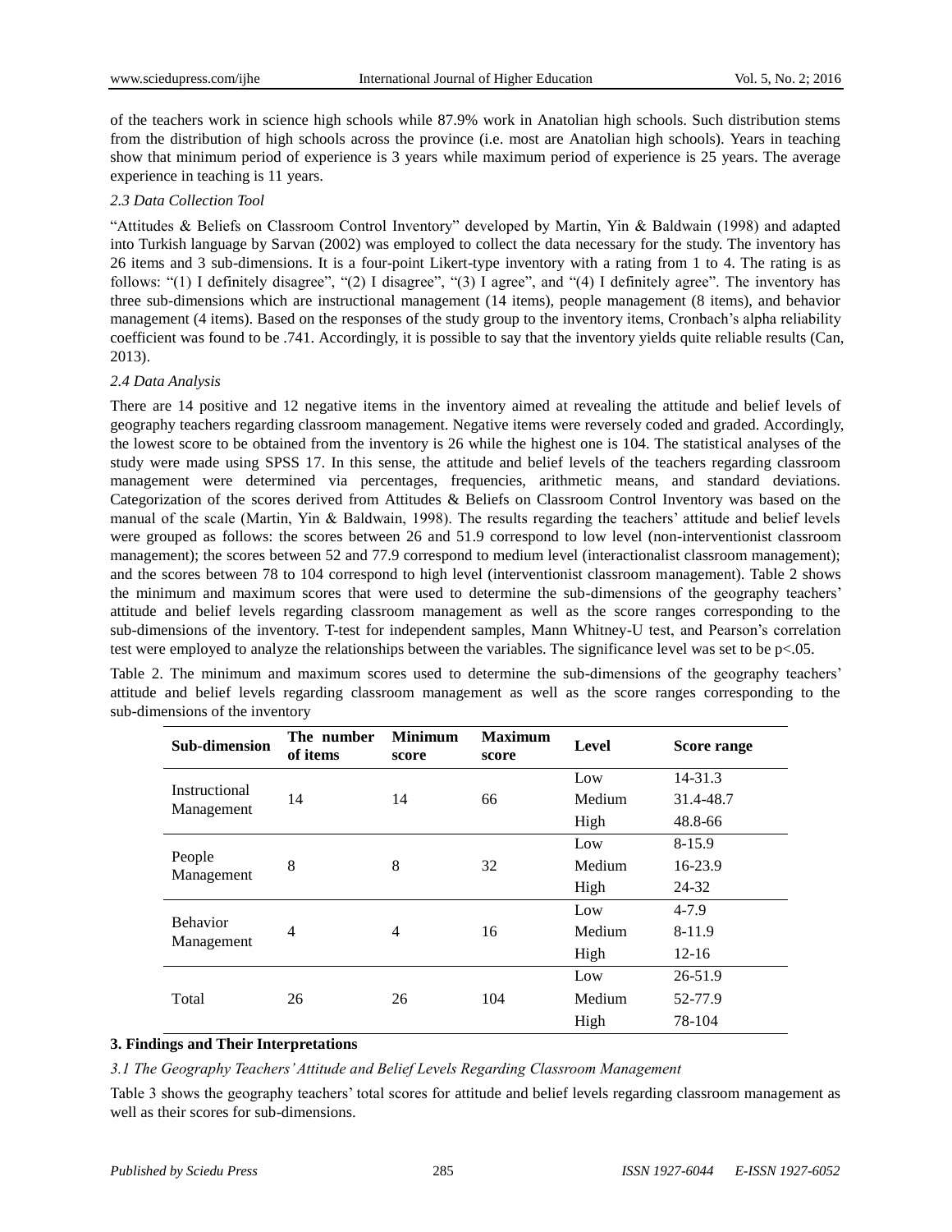of the teachers work in science high schools while 87.9% work in Anatolian high schools. Such distribution stems from the distribution of high schools across the province (i.e. most are Anatolian high schools). Years in teaching show that minimum period of experience is 3 years while maximum period of experience is 25 years. The average experience in teaching is 11 years.

### *2.3 Data Collection Tool*

"Attitudes & Beliefs on Classroom Control Inventory" developed by Martin, Yin & Baldwain (1998) and adapted into Turkish language by Sarvan (2002) was employed to collect the data necessary for the study. The inventory has 26 items and 3 sub-dimensions. It is a four-point Likert-type inventory with a rating from 1 to 4. The rating is as follows: "(1) I definitely disagree", "(2) I disagree", "(3) I agree", and "(4) I definitely agree". The inventory has three sub-dimensions which are instructional management (14 items), people management (8 items), and behavior management (4 items). Based on the responses of the study group to the inventory items, Cronbach's alpha reliability coefficient was found to be .741. Accordingly, it is possible to say that the inventory yields quite reliable results (Can, 2013).

### *2.4 Data Analysis*

There are 14 positive and 12 negative items in the inventory aimed at revealing the attitude and belief levels of geography teachers regarding classroom management. Negative items were reversely coded and graded. Accordingly, the lowest score to be obtained from the inventory is 26 while the highest one is 104. The statistical analyses of the study were made using SPSS 17. In this sense, the attitude and belief levels of the teachers regarding classroom management were determined via percentages, frequencies, arithmetic means, and standard deviations. Categorization of the scores derived from Attitudes & Beliefs on Classroom Control Inventory was based on the manual of the scale (Martin, Yin & Baldwain, 1998). The results regarding the teachers' attitude and belief levels were grouped as follows: the scores between 26 and 51.9 correspond to low level (non-interventionist classroom management); the scores between 52 and 77.9 correspond to medium level (interactionalist classroom management); and the scores between 78 to 104 correspond to high level (interventionist classroom management). Table 2 shows the minimum and maximum scores that were used to determine the sub-dimensions of the geography teachers' attitude and belief levels regarding classroom management as well as the score ranges corresponding to the sub-dimensions of the inventory. T-test for independent samples, Mann Whitney-U test, and Pearson's correlation test were employed to analyze the relationships between the variables. The significance level was set to be $p<.05$.

Table 2. The minimum and maximum scores used to determine the sub-dimensions of the geography teachers' attitude and belief levels regarding classroom management as well as the score ranges corresponding to the sub-dimensions of the inventory

| Sub-dimension | The number of items | Minimum score | Maximum score | Level | Score range |
|---|---|---|---|---|---|
| Instructional Management | 14 | 14 | 66 | Low | 14-31.3 |
| | | | | Medium | 31.4-48.7 |
| | | | | High | 48.8-66 |
| People Management | 8 | 8 | 32 | Low | 8-15.9 |
| | | | | Medium | 16-23.9 |
| | | | | High | 24-32 |
| Behavior Management | 4 | 4 | 16 | Low | 4-7.9 |
| | | | | Medium | 8-11.9 |
| | | | | High | 12-16 |
| Total | 26 | 26 | 104 | Low | 26-51.9 |
| | | | | Medium | 52-77.9 |
| | | | | High | 78-104 |

## 3. Findings and Their Interpretations

### *3.1 The Geography Teachers' Attitude and Belief Levels Regarding Classroom Management*

Table 3 shows the geography teachers' total scores for attitude and belief levels regarding classroom management as well as their scores for sub-dimensions.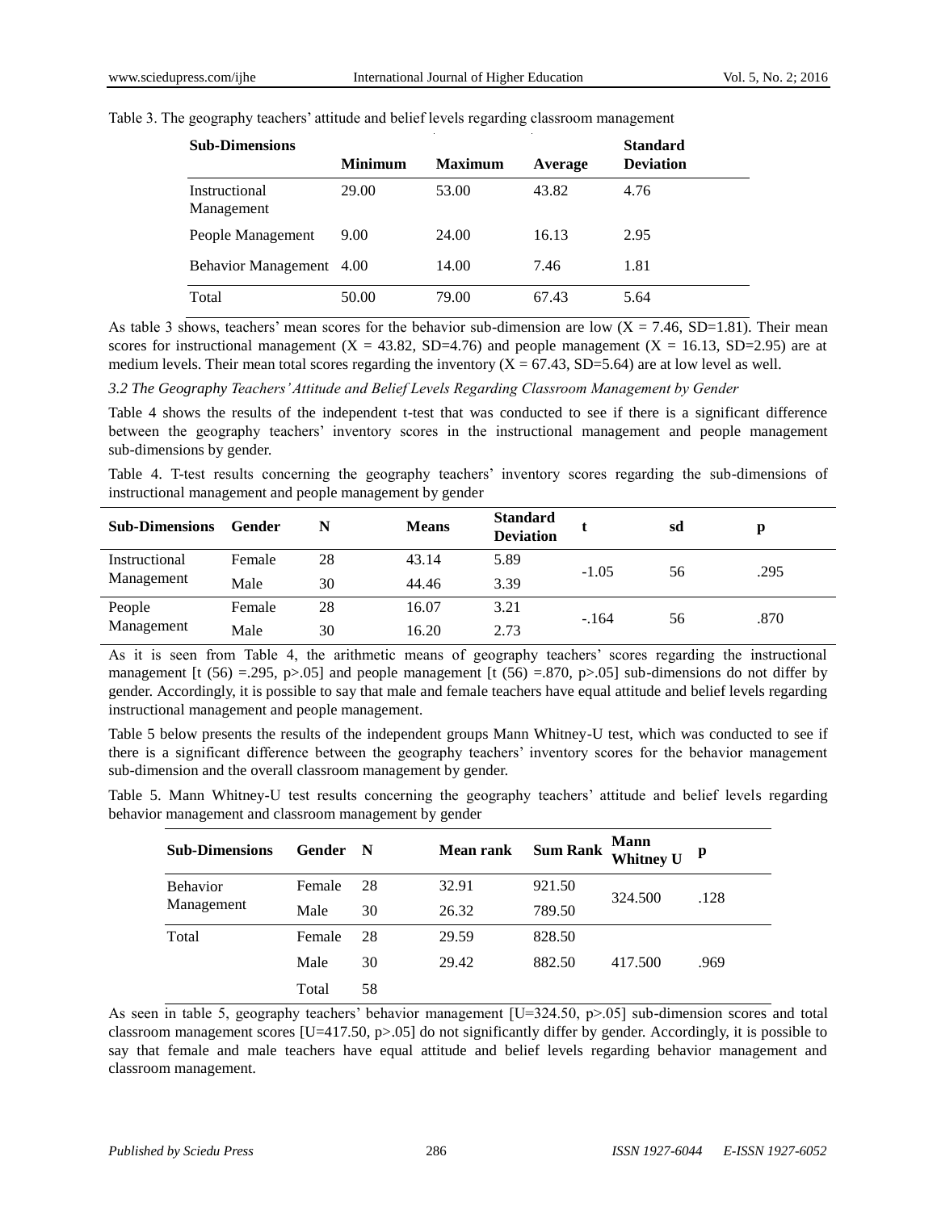Table 3. The geography teachers' attitude and belief levels regarding classroom management

| Sub-Dimensions | Minimum | Maximum | Average | Standard Deviation |
|---|---|---|---|---|
| Instructional Management | 29.00 | 53.00 | 43.82 | 4.76 |
| People Management | 9.00 | 24.00 | 16.13 | 2.95 |
| Behavior Management | 4.00 | 14.00 | 7.46 | 1.81 |
| Total | 50.00 | 79.00 | 67.43 | 5.64 |

As table 3 shows, teachers' mean scores for the behavior sub-dimension are low ($X$ = 7.46, SD=1.81). Their mean scores for instructional management ($X$ = 43.82, SD=4.76) and people management ($X$ = 16.13, SD=2.95) are at medium levels. Their mean total scores regarding the inventory ($X$ = 67.43, SD=5.64) are at low level as well.

*3.2 The Geography Teachers' Attitude and Belief Levels Regarding Classroom Management by Gender*

Table 4 shows the results of the independent t-test that was conducted to see if there is a significant difference between the geography teachers' inventory scores in the instructional management and people management sub-dimensions by gender.

Table 4. T-test results concerning the geography teachers' inventory scores regarding the sub-dimensions of instructional management and people management by gender

| Sub-Dimensions | Gender | N | Means | Standard Deviation | t | sd | p |
|---|---|---|---|---|---|---|---|
| Instructional Management | Female | 28 | 43.14 | 5.89 | -1.05 | 56 | .295 |
| | Male | 30 | 44.46 | 3.39 | | | |
| People Management | Female | 28 | 16.07 | 3.21 | -.164 | 56 | .870 |
| | Male | 30 | 16.20 | 2.73 | | | |

As it is seen from Table 4, the arithmetic means of geography teachers' scores regarding the instructional management [t (56) =.295, p>.05] and people management [t (56) =.870, p>.05] sub-dimensions do not differ by gender. Accordingly, it is possible to say that male and female teachers have equal attitude and belief levels regarding instructional management and people management.

Table 5 below presents the results of the independent groups Mann Whitney-U test, which was conducted to see if there is a significant difference between the geography teachers' inventory scores for the behavior management sub-dimension and the overall classroom management by gender.

Table 5. Mann Whitney-U test results concerning the geography teachers' attitude and belief levels regarding behavior management and classroom management by gender

| Sub-Dimensions | Gender | N | Mean rank | Sum Rank | Mann Whitney U | p |
|---|---|---|---|---|---|---|
| Behavior Management | Female | 28 | 32.91 | 921.50 | 324.500 | .128 |
| | Male | 30 | 26.32 | 789.50 | | |
| Total | Female | 28 | 29.59 | 828.50 | 417.500 | .969 |
| | Male | 30 | 29.42 | 882.50 | | |
| | Total | 58 | | | | |

As seen in table 5, geography teachers' behavior management [U=324.50, p>.05] sub-dimension scores and total classroom management scores [U=417.50, p>.05] do not significantly differ by gender. Accordingly, it is possible to say that female and male teachers have equal attitude and belief levels regarding behavior management and classroom management.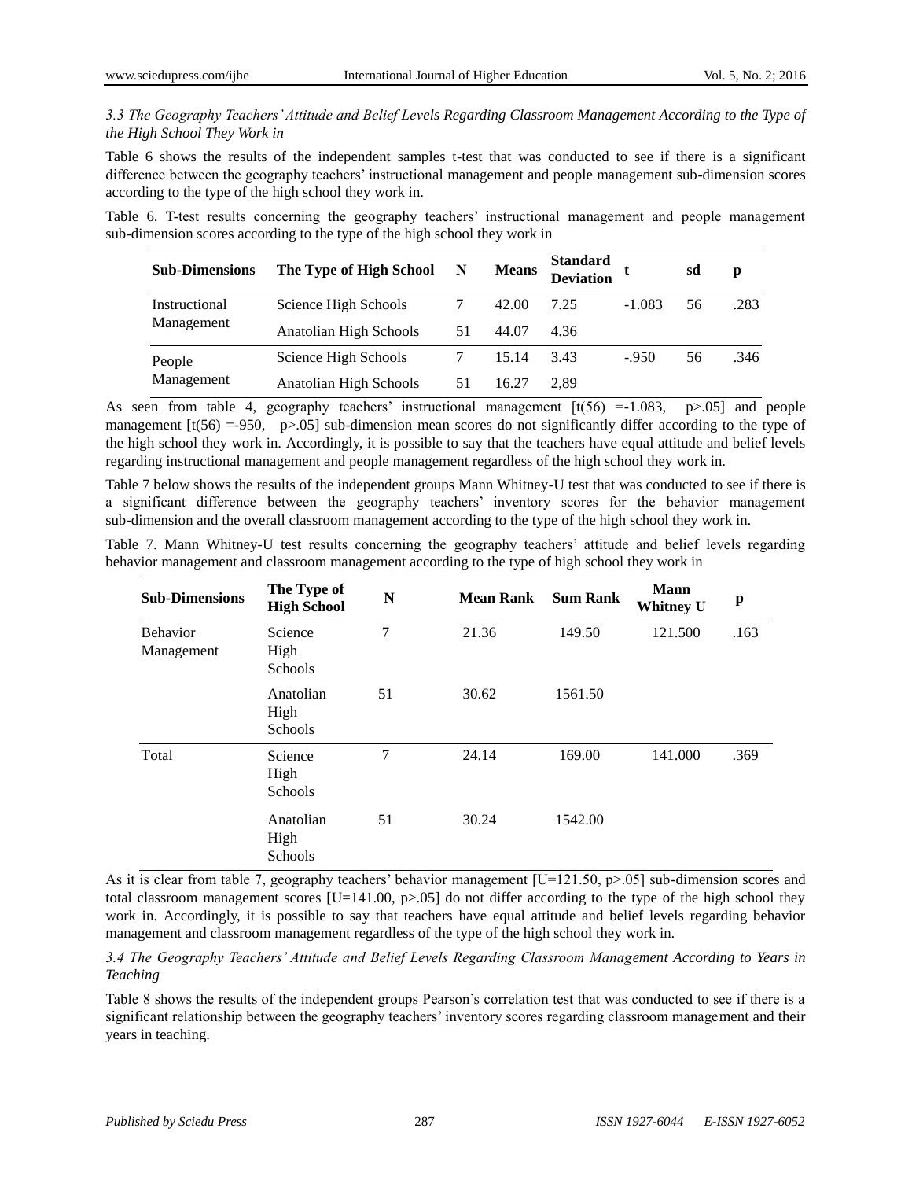### *3.3 The Geography Teachers' Attitude and Belief Levels Regarding Classroom Management According to the Type of the High School They Work in*

Table 6 shows the results of the independent samples t-test that was conducted to see if there is a significant difference between the geography teachers' instructional management and people management sub-dimension scores according to the type of the high school they work in.

Table 6. T-test results concerning the geography teachers' instructional management and people management sub-dimension scores according to the type of the high school they work in

| Sub-Dimensions | The Type of High School | N | Means | Standard Deviation | t | sd | p |
|---|---|---|---|---|---|---|---|
| Instructional Management | Science High Schools | 7 | 42.00 | 7.25 | -1.083 | 56 | .283 |
| | Anatolian High Schools | 51 | 44.07 | 4.36 | | | |
| People Management | Science High Schools | 7 | 15.14 | 3.43 | -.950 | 56 | .346 |
| | Anatolian High Schools | 51 | 16.27 | 2,89 | | | |

As seen from table 4, geography teachers' instructional management [$t(56) = -1.083$, $p > .05$] and people management [$t(56) = -950$, $p > .05$] sub-dimension mean scores do not significantly differ according to the type of the high school they work in. Accordingly, it is possible to say that the teachers have equal attitude and belief levels regarding instructional management and people management regardless of the high school they work in.

Table 7 below shows the results of the independent groups Mann Whitney-U test that was conducted to see if there is a significant difference between the geography teachers' inventory scores for the behavior management sub-dimension and the overall classroom management according to the type of the high school they work in.

Table 7. Mann Whitney-U test results concerning the geography teachers' attitude and belief levels regarding behavior management and classroom management according to the type of high school they work in

| Sub-Dimensions | The Type of High School | N | Mean Rank | Sum Rank | Mann Whitney U | p |
|---|---|---|---|---|---|---|
| Behavior Management | Science High Schools | 7 | 21.36 | 149.50 | 121.500 | .163 |
| | Anatolian High Schools | 51 | 30.62 | 1561.50 | | |
| Total | Science High Schools | 7 | 24.14 | 169.00 | 141.000 | .369 |
| | Anatolian High Schools | 51 | 30.24 | 1542.00 | | |

As it is clear from table 7, geography teachers' behavior management [$U=121.50$, $p>.05$] sub-dimension scores and total classroom management scores [$U=141.00$, $p>.05$] do not differ according to the type of the high school they work in. Accordingly, it is possible to say that teachers have equal attitude and belief levels regarding behavior management and classroom management regardless of the type of the high school they work in.

### *3.4 The Geography Teachers' Attitude and Belief Levels Regarding Classroom Management According to Years in Teaching*

Table 8 shows the results of the independent groups Pearson's correlation test that was conducted to see if there is a significant relationship between the geography teachers' inventory scores regarding classroom management and their years in teaching.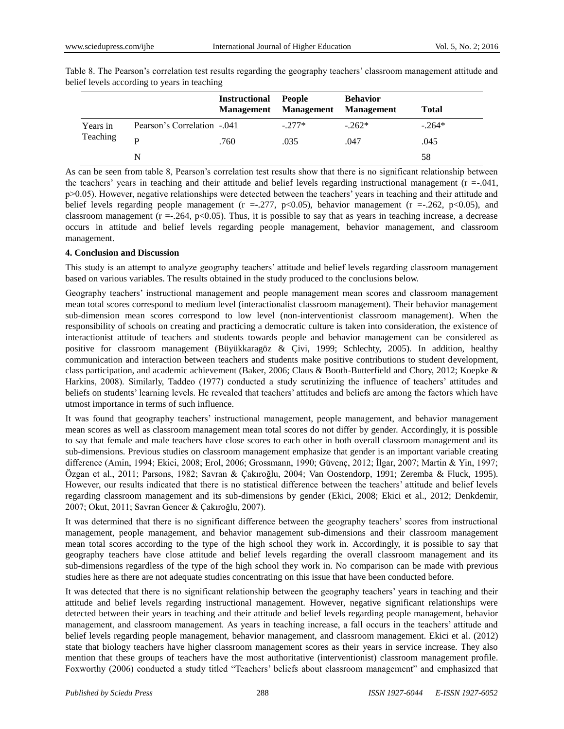Table 8. The Pearson's correlation test results regarding the geography teachers' classroom management attitude and belief levels according to years in teaching

| | | Instructional Management | People Management | Behavior Management | Total |
|---|---|---|---|---|---|
| Years in Teaching | Pearson's Correlation | -.041 | -.277* | -.262* | -.264* |
| | P | .760 | .035 | .047 | .045 |
| | N | | | | 58 |

As can be seen from table 8, Pearson's correlation test results show that there is no significant relationship between the teachers' years in teaching and their attitude and belief levels regarding instructional management ($r = -.041$, $p > 0.05$). However, negative relationships were detected between the teachers' years in teaching and their attitude and belief levels regarding people management ($r = -.277$, $p < 0.05$), behavior management ($r = -.262$, $p < 0.05$), and classroom management ($r = -.264$, $p < 0.05$). Thus, it is possible to say that as years in teaching increase, a decrease occurs in attitude and belief levels regarding people management, behavior management, and classroom management.

**4. Conclusion and Discussion**

This study is an attempt to analyze geography teachers' attitude and belief levels regarding classroom management based on various variables. The results obtained in the study produced to the conclusions below.

Geography teachers' instructional management and people management mean scores and classroom management mean total scores correspond to medium level (interactionalist classroom management). Their behavior management sub-dimension mean scores correspond to low level (non-interventionist classroom management). When the responsibility of schools on creating and practicing a democratic culture is taken into consideration, the existence of interactionist attitude of teachers and students towards people and behavior management can be considered as positive for classroom management (Büyükkaragöz & Çivi, 1999; Schlechty, 2005). In addition, healthy communication and interaction between teachers and students make positive contributions to student development, class participation, and academic achievement (Baker, 2006; Claus & Booth-Butterfield and Chory, 2012; Koepke & Harkins, 2008). Similarly, Taddeo (1977) conducted a study scrutinizing the influence of teachers' attitudes and beliefs on students' learning levels. He revealed that teachers' attitudes and beliefs are among the factors which have utmost importance in terms of such influence.

It was found that geography teachers' instructional management, people management, and behavior management mean scores as well as classroom management mean total scores do not differ by gender. Accordingly, it is possible to say that female and male teachers have close scores to each other in both overall classroom management and its sub-dimensions. Previous studies on classroom management emphasize that gender is an important variable creating difference (Amin, 1994; Ekici, 2008; Erol, 2006; Grossmann, 1990; Güvenç, 2012; İlgar, 2007; Martin & Yin, 1997; Özgan et al., 2011; Parsons, 1982; Savran & Çakıroğlu, 2004; Van Oostendorp, 1991; Zeremba & Fluck, 1995). However, our results indicated that there is no statistical difference between the teachers' attitude and belief levels regarding classroom management and its sub-dimensions by gender (Ekici, 2008; Ekici et al., 2012; Denkdemir, 2007; Okut, 2011; Savran Gencer & Çakıroğlu, 2007).

It was determined that there is no significant difference between the geography teachers' scores from instructional management, people management, and behavior management sub-dimensions and their classroom management mean total scores according to the type of the high school they work in. Accordingly, it is possible to say that geography teachers have close attitude and belief levels regarding the overall classroom management and its sub-dimensions regardless of the type of the high school they work in. No comparison can be made with previous studies here as there are not adequate studies concentrating on this issue that have been conducted before.

It was detected that there is no significant relationship between the geography teachers' years in teaching and their attitude and belief levels regarding instructional management. However, negative significant relationships were detected between their years in teaching and their attitude and belief levels regarding people management, behavior management, and classroom management. As years in teaching increase, a fall occurs in the teachers' attitude and belief levels regarding people management, behavior management, and classroom management. Ekici et al. (2012) state that biology teachers have higher classroom management scores as their years in service increase. They also mention that these groups of teachers have the most authoritative (interventionist) classroom management profile. Foxworthy (2006) conducted a study titled "Teachers' beliefs about classroom management" and emphasized that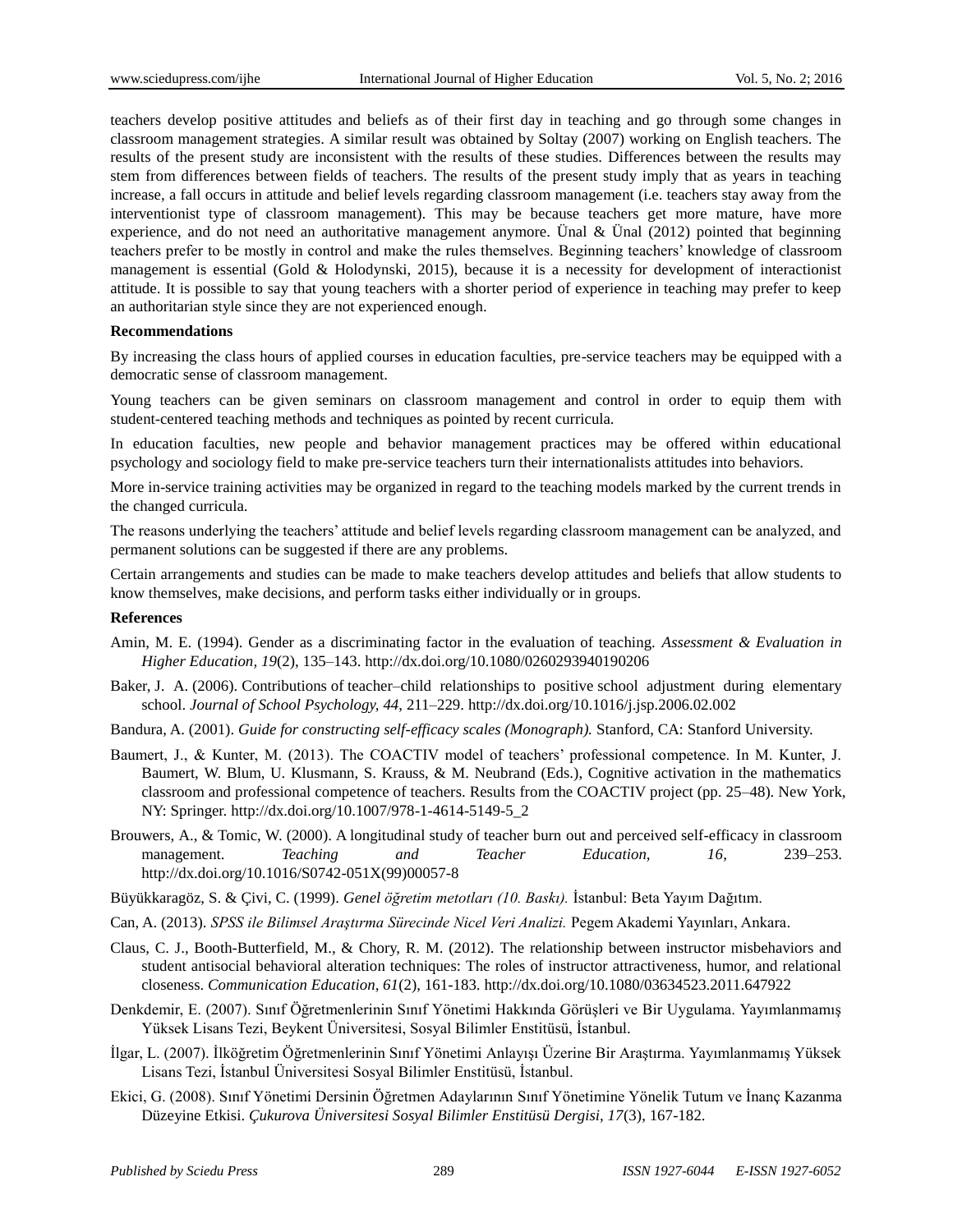teachers develop positive attitudes and beliefs as of their first day in teaching and go through some changes in classroom management strategies. A similar result was obtained by Soltay (2007) working on English teachers. The results of the present study are inconsistent with the results of these studies. Differences between the results may stem from differences between fields of teachers. The results of the present study imply that as years in teaching increase, a fall occurs in attitude and belief levels regarding classroom management (i.e. teachers stay away from the interventionist type of classroom management). This may be because teachers get more mature, have more experience, and do not need an authoritative management anymore. Ünal & Ünal (2012) pointed that beginning teachers prefer to be mostly in control and make the rules themselves. Beginning teachers' knowledge of classroom management is essential (Gold & Holodynski, 2015), because it is a necessity for development of interactionist attitude. It is possible to say that young teachers with a shorter period of experience in teaching may prefer to keep an authoritarian style since they are not experienced enough.

**Recommendations**

By increasing the class hours of applied courses in education faculties, pre-service teachers may be equipped with a democratic sense of classroom management.

Young teachers can be given seminars on classroom management and control in order to equip them with student-centered teaching methods and techniques as pointed by recent curricula.

In education faculties, new people and behavior management practices may be offered within educational psychology and sociology field to make pre-service teachers turn their internationalists attitudes into behaviors.

More in-service training activities may be organized in regard to the teaching models marked by the current trends in the changed curricula.

The reasons underlying the teachers' attitude and belief levels regarding classroom management can be analyzed, and permanent solutions can be suggested if there are any problems.

Certain arrangements and studies can be made to make teachers develop attitudes and beliefs that allow students to know themselves, make decisions, and perform tasks either individually or in groups.

**References**

Amin, M. E. (1994). Gender as a discriminating factor in the evaluation of teaching. *Assessment & Evaluation in Higher Education, 19*(2), 135–143. http://dx.doi.org/10.1080/0260293940190206

Baker, J. A. (2006). Contributions of teacher–child relationships to positive school adjustment during elementary school. *Journal of School Psychology, 44*, 211–229. http://dx.doi.org/10.1016/j.jsp.2006.02.002

Bandura, A. (2001). *Guide for constructing self-efficacy scales (Monograph).* Stanford, CA: Stanford University.

Baumert, J., & Kunter, M. (2013). The COACTIV model of teachers' professional competence. In M. Kunter, J. Baumert, W. Blum, U. Klusmann, S. Krauss, & M. Neubrand (Eds.), Cognitive activation in the mathematics classroom and professional competence of teachers. Results from the COACTIV project (pp. 25–48). New York, NY: Springer. http://dx.doi.org/10.1007/978-1-4614-5149-5_2

Brouwers, A., & Tomic, W. (2000). A longitudinal study of teacher burn out and perceived self-efficacy in classroom management. *Teaching and Teacher Education, 16*, 239–253. http://dx.doi.org/10.1016/S0742-051X(99)00057-8

Büyükkaragöz, S. & Çivi, C. (1999). *Genel öğretim metotları (10. Baskı).* İstanbul: Beta Yayım Dağıtım.

Can, A. (2013). *SPSS ile Bilimsel Araştırma Sürecinde Nicel Veri Analizi.* Pegem Akademi Yayınları, Ankara.

Claus, C. J., Booth-Butterfield, M., & Chory, R. M. (2012). The relationship between instructor misbehaviors and student antisocial behavioral alteration techniques: The roles of instructor attractiveness, humor, and relational closeness. *Communication Education, 61*(2), 161-183. http://dx.doi.org/10.1080/03634523.2011.647922

Denkdemir, E. (2007). Sınıf Öğretmenlerinin Sınıf Yönetimi Hakkında Görüşleri ve Bir Uygulama. Yayımlanmamış Yüksek Lisans Tezi, Beykent Üniversitesi, Sosyal Bilimler Enstitüsü, İstanbul.

İlgar, L. (2007). İlköğretim Öğretmenlerinin Sınıf Yönetimi Anlayışı Üzerine Bir Araştırma. Yayımlanmamış Yüksek Lisans Tezi, İstanbul Üniversitesi Sosyal Bilimler Enstitüsü, İstanbul.

Ekici, G. (2008). Sınıf Yönetimi Dersinin Öğretmen Adaylarının Sınıf Yönetimine Yönelik Tutum ve İnanç Kazanma Düzeyine Etkisi. *Çukurova Üniversitesi Sosyal Bilimler Enstitüsü Dergisi, 17*(3), 167-182.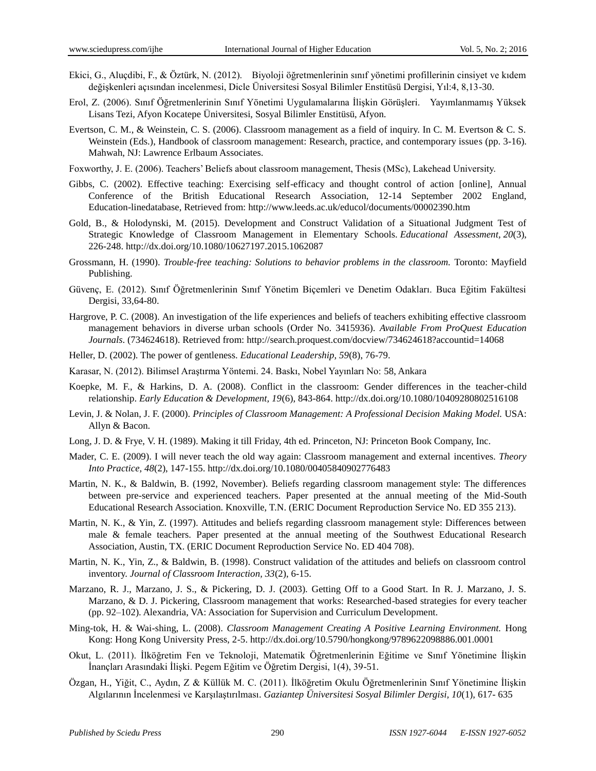Ekici, G., Aluçdibi, F., & Öztürk, N. (2012). Biyoloji öğretmenlerinin sınıf yönetimi profillerinin cinsiyet ve kıdem değişkenleri açısından incelenmesi, Dicle Üniversitesi Sosyal Bilimler Enstitüsü Dergisi, Yıl:4, 8,13-30.

Erol, Z. (2006). Sınıf Öğretmenlerinin Sınıf Yönetimi Uygulamalarına İlişkin Görüşleri. Yayımlanmamış Yüksek Lisans Tezi, Afyon Kocatepe Üniversitesi, Sosyal Bilimler Enstitüsü, Afyon.

Evertson, C. M., & Weinstein, C. S. (2006). Classroom management as a field of inquiry. In C. M. Evertson & C. S. Weinstein (Eds.), Handbook of classroom management: Research, practice, and contemporary issues (pp. 3-16). Mahwah, NJ: Lawrence Erlbaum Associates.

Foxworthy, J. E. (2006). Teachers' Beliefs about classroom management, Thesis (MSc), Lakehead University.

Gibbs, C. (2002). Effective teaching: Exercising self-efficacy and thought control of action [online], Annual Conference of the British Educational Research Association, 12-14 September 2002 England, Education-linedatabase, Retrieved from: http://www.leeds.ac.uk/educol/documents/00002390.htm

Gold, B., & Holodynski, M. (2015). Development and Construct Validation of a Situational Judgment Test of Strategic Knowledge of Classroom Management in Elementary Schools. *Educational Assessment, 20*(3), 226-248. http://dx.doi.org/10.1080/10627197.2015.1062087

Grossmann, H. (1990). *Trouble-free teaching: Solutions to behavior problems in the classroom.* Toronto: Mayfield Publishing.

Güvenç, E. (2012). Sınıf Öğretmenlerinin Sınıf Yönetim Biçemleri ve Denetim Odakları. Buca Eğitim Fakültesi Dergisi, 33,64-80.

Hargrove, P. C. (2008). An investigation of the life experiences and beliefs of teachers exhibiting effective classroom management behaviors in diverse urban schools (Order No. 3415936). *Available From ProQuest Education Journals*. (734624618). Retrieved from: http://search.proquest.com/docview/734624618?accountid=14068

Heller, D. (2002). The power of gentleness. *Educational Leadership, 59*(8), 76-79.

Karasar, N. (2012). Bilimsel Araştırma Yöntemi. 24. Baskı, Nobel Yayınları No: 58, Ankara

Koepke, M. F., & Harkins, D. A. (2008). Conflict in the classroom: Gender differences in the teacher-child relationship. *Early Education & Development, 19*(6), 843-864. http://dx.doi.org/10.1080/10409280802516108

Levin, J. & Nolan, J. F. (2000). *Principles of Classroom Management: A Professional Decision Making Model.* USA: Allyn & Bacon.

Long, J. D. & Frye, V. H. (1989). Making it till Friday, 4th ed. Princeton, NJ: Princeton Book Company, Inc.

Mader, C. E. (2009). I will never teach the old way again: Classroom management and external incentives. *Theory Into Practice, 48*(2), 147-155. http://dx.doi.org/10.1080/00405840902776483

Martin, N. K., & Baldwin, B. (1992, November). Beliefs regarding classroom management style: The differences between pre-service and experienced teachers. Paper presented at the annual meeting of the Mid-South Educational Research Association. Knoxville, T.N. (ERIC Document Reproduction Service No. ED 355 213).

Martin, N. K., & Yin, Z. (1997). Attitudes and beliefs regarding classroom management style: Differences between male & female teachers. Paper presented at the annual meeting of the Southwest Educational Research Association, Austin, TX. (ERIC Document Reproduction Service No. ED 404 708).

Martin, N. K., Yin, Z., & Baldwin, B. (1998). Construct validation of the attitudes and beliefs on classroom control inventory. *Journal of Classroom Interaction, 33*(2), 6-15.

Marzano, R. J., Marzano, J. S., & Pickering, D. J. (2003). Getting Off to a Good Start. In R. J. Marzano, J. S. Marzano, & D. J. Pickering, Classroom management that works: Researched-based strategies for every teacher (pp. 92–102). Alexandria, VA: Association for Supervision and Curriculum Development.

Ming-tok, H. & Wai-shing, L. (2008). *Classroom Management Creating A Positive Learning Environment.* Hong Kong: Hong Kong University Press, 2-5. http://dx.doi.org/10.5790/hongkong/9789622098886.001.0001

Okut, L. (2011). İlköğretim Fen ve Teknoloji, Matematik Öğretmenlerinin Eğitime ve Sınıf Yönetimine İlişkin İnançları Arasındaki İlişki. Pegem Eğitim ve Öğretim Dergisi, 1(4), 39-51.

Özgan, H., Yiğit, C., Aydın, Z & Küllük M. C. (2011). İlköğretim Okulu Öğretmenlerinin Sınıf Yönetimine İlişkin Algılarının İncelenmesi ve Karşılaştırılması. *Gaziantep Üniversitesi Sosyal Bilimler Dergisi, 10*(1), 617- 635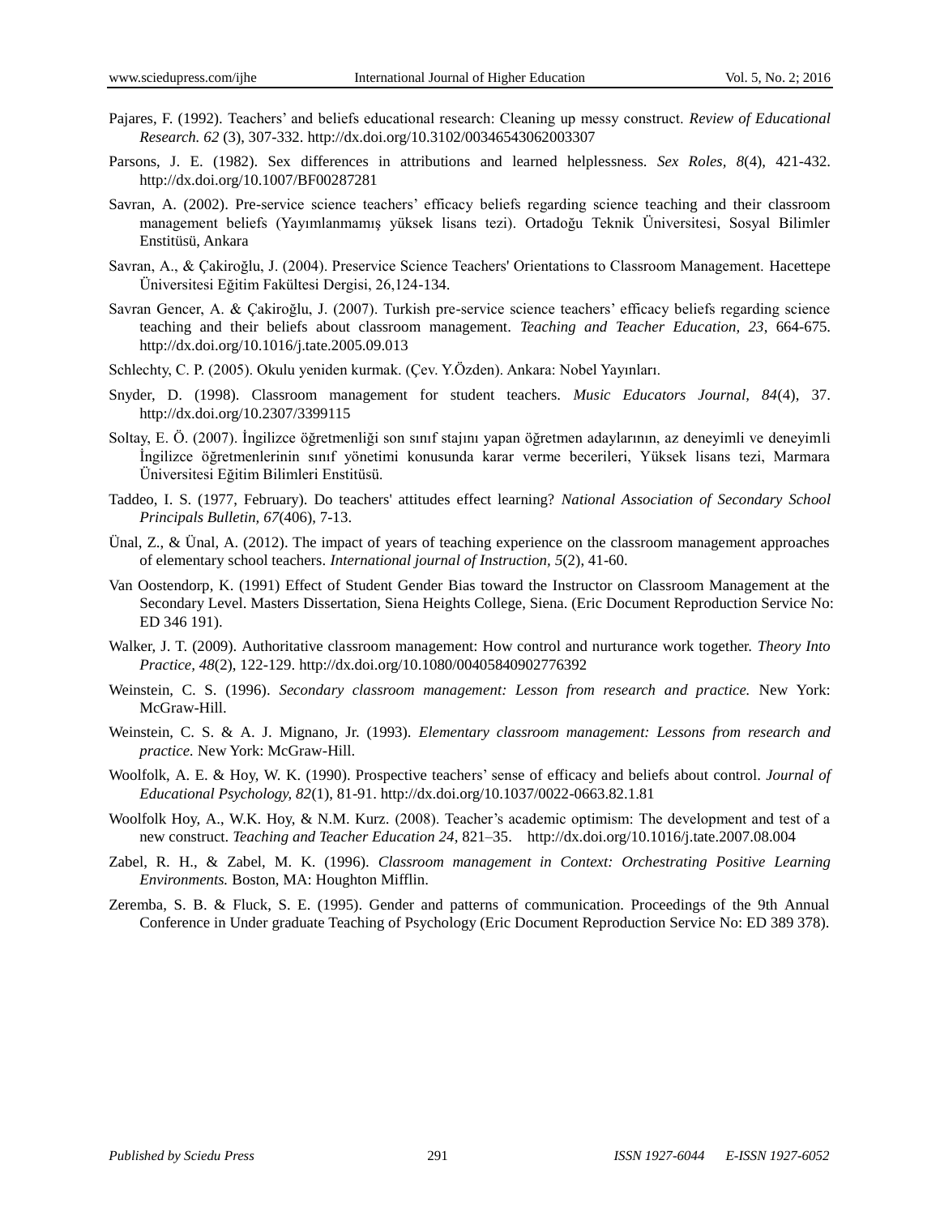Pajares, F. (1992). Teachers' and beliefs educational research: Cleaning up messy construct. *Review of Educational Research. 62* (3), 307-332. http://dx.doi.org/10.3102/00346543062003307

Parsons, J. E. (1982). Sex differences in attributions and learned helplessness. *Sex Roles, 8*(4), 421-432. http://dx.doi.org/10.1007/BF00287281

Savran, A. (2002). Pre-service science teachers' efficacy beliefs regarding science teaching and their classroom management beliefs (Yayımlanmamış yüksek lisans tezi). Ortadoğu Teknik Üniversitesi, Sosyal Bilimler Enstitüsü, Ankara

Savran, A., & Çakiroğlu, J. (2004). Preservice Science Teachers' Orientations to Classroom Management. Hacettepe Üniversitesi Eğitim Fakültesi Dergisi, 26,124-134.

Savran Gencer, A. & Çakiroğlu, J. (2007). Turkish pre-service science teachers' efficacy beliefs regarding science teaching and their beliefs about classroom management. *Teaching and Teacher Education, 23*, 664-675. http://dx.doi.org/10.1016/j.tate.2005.09.013

Schlechty, C. P. (2005). Okulu yeniden kurmak. (Çev. Y.Özden). Ankara: Nobel Yayınları.

Snyder, D. (1998). Classroom management for student teachers. *Music Educators Journal, 84*(4), 37. http://dx.doi.org/10.2307/3399115

Soltay, E. Ö. (2007). İngilizce öğretmenliği son sınıf stajını yapan öğretmen adaylarının, az deneyimli ve deneyimli İngilizce öğretmenlerinin sınıf yönetimi konusunda karar verme becerileri, Yüksek lisans tezi, Marmara Üniversitesi Eğitim Bilimleri Enstitüsü.

Taddeo, I. S. (1977, February). Do teachers' attitudes effect learning? *National Association of Secondary School Principals Bulletin, 67*(406), 7-13.

Ünal, Z., & Ünal, A. (2012). The impact of years of teaching experience on the classroom management approaches of elementary school teachers. *International journal of Instruction, 5*(2), 41-60.

Van Oostendorp, K. (1991) Effect of Student Gender Bias toward the Instructor on Classroom Management at the Secondary Level. Masters Dissertation, Siena Heights College, Siena. (Eric Document Reproduction Service No: ED 346 191).

Walker, J. T. (2009). Authoritative classroom management: How control and nurturance work together. *Theory Into Practice, 48*(2), 122-129. http://dx.doi.org/10.1080/00405840902776392

Weinstein, C. S. (1996). *Secondary classroom management: Lesson from research and practice.* New York: McGraw-Hill.

Weinstein, C. S. & A. J. Mignano, Jr. (1993). *Elementary classroom management: Lessons from research and practice.* New York: McGraw-Hill.

Woolfolk, A. E. & Hoy, W. K. (1990). Prospective teachers' sense of efficacy and beliefs about control. *Journal of Educational Psychology, 82*(1), 81-91. http://dx.doi.org/10.1037/0022-0663.82.1.81

Woolfolk Hoy, A., W.K. Hoy, & N.M. Kurz. (2008). Teacher's academic optimism: The development and test of a new construct. *Teaching and Teacher Education 24*, 821–35. http://dx.doi.org/10.1016/j.tate.2007.08.004

Zabel, R. H., & Zabel, M. K. (1996). *Classroom management in Context: Orchestrating Positive Learning Environments.* Boston, MA: Houghton Mifflin.

Zeremba, S. B. & Fluck, S. E. (1995). Gender and patterns of communication. Proceedings of the 9th Annual Conference in Under graduate Teaching of Psychology (Eric Document Reproduction Service No: ED 389 378).